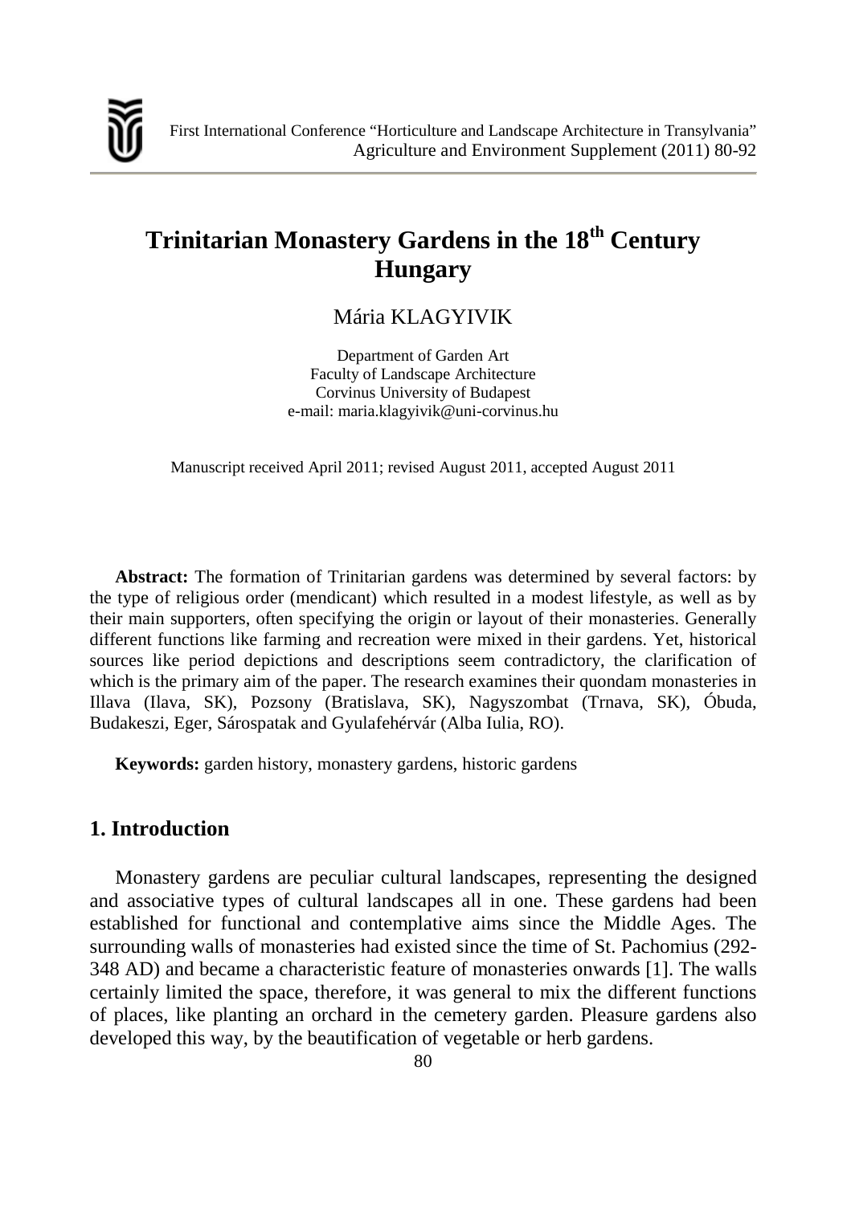# Trinitarian Monastery Gardens in the 18th Century Hungary

Mária KLAGYIVIK

Department of Garden Art
Faculty of Landscape Architecture
Corvinus University of Budapest
e-mail: maria.klagyivik@uni-corvinus.hu

Manuscript received April 2011; revised August 2011, accepted August 2011

**Abstract:** The formation of Trinitarian gardens was determined by several factors: by the type of religious order (mendicant) which resulted in a modest lifestyle, as well as by their main supporters, often specifying the origin or layout of their monasteries. Generally different functions like farming and recreation were mixed in their gardens. Yet, historical sources like period depictions and descriptions seem contradictory, the clarification of which is the primary aim of the paper. The research examines their quondam monasteries in Illava (Ilava, SK), Pozsony (Bratislava, SK), Nagyszombat (Trnava, SK), Óbuda, Budakeszi, Eger, Sárospatak and Gyulafehérvár (Alba Iulia, RO).

**Keywords:** garden history, monastery gardens, historic gardens

## 1. Introduction

Monastery gardens are peculiar cultural landscapes, representing the designed and associative types of cultural landscapes all in one. These gardens had been established for functional and contemplative aims since the Middle Ages. The surrounding walls of monasteries had existed since the time of St. Pachomius (292-348 AD) and became a characteristic feature of monasteries onwards [1]. The walls certainly limited the space, therefore, it was general to mix the different functions of places, like planting an orchard in the cemetery garden. Pleasure gardens also developed this way, by the beautification of vegetable or herb gardens.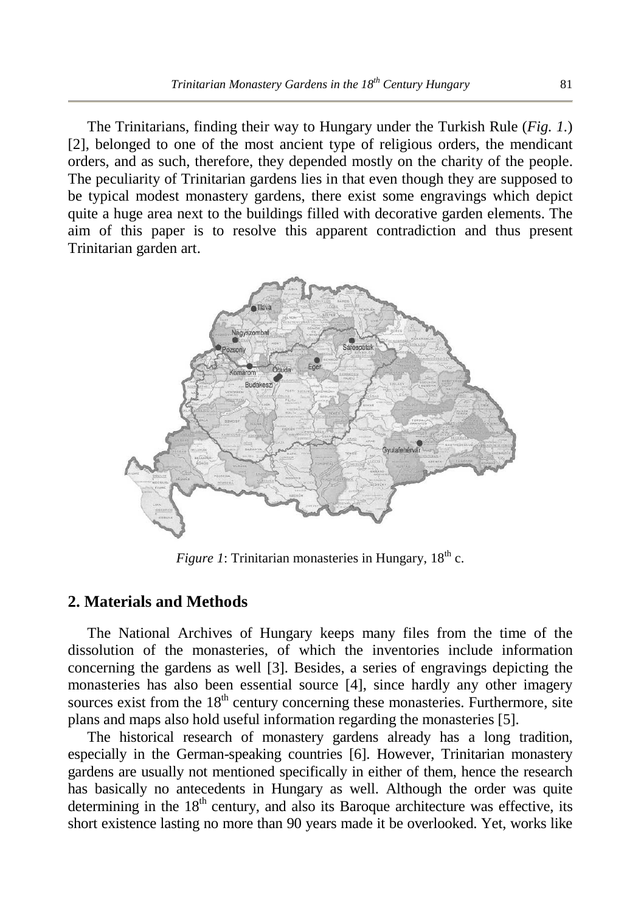The Trinitarians, finding their way to Hungary under the Turkish Rule (*Fig. 1.*) [2], belonged to one of the most ancient type of religious orders, the mendicant orders, and as such, therefore, they depended mostly on the charity of the people. The peculiarity of Trinitarian gardens lies in that even though they are supposed to be typical modest monastery gardens, there exist some engravings which depict quite a huge area next to the buildings filled with decorative garden elements. The aim of this paper is to resolve this apparent contradiction and thus present Trinitarian garden art.

*Figure 1*: Trinitarian monasteries in Hungary, 18th c.

## 2. Materials and Methods

The National Archives of Hungary keeps many files from the time of the dissolution of the monasteries, of which the inventories include information concerning the gardens as well [3]. Besides, a series of engravings depicting the monasteries has also been essential source [4], since hardly any other imagery sources exist from the 18th century concerning these monasteries. Furthermore, site plans and maps also hold useful information regarding the monasteries [5].

The historical research of monastery gardens already has a long tradition, especially in the German-speaking countries [6]. However, Trinitarian monastery gardens are usually not mentioned specifically in either of them, hence the research has basically no antecedents in Hungary as well. Although the order was quite determining in the 18th century, and also its Baroque architecture was effective, its short existence lasting no more than 90 years made it be overlooked. Yet, works like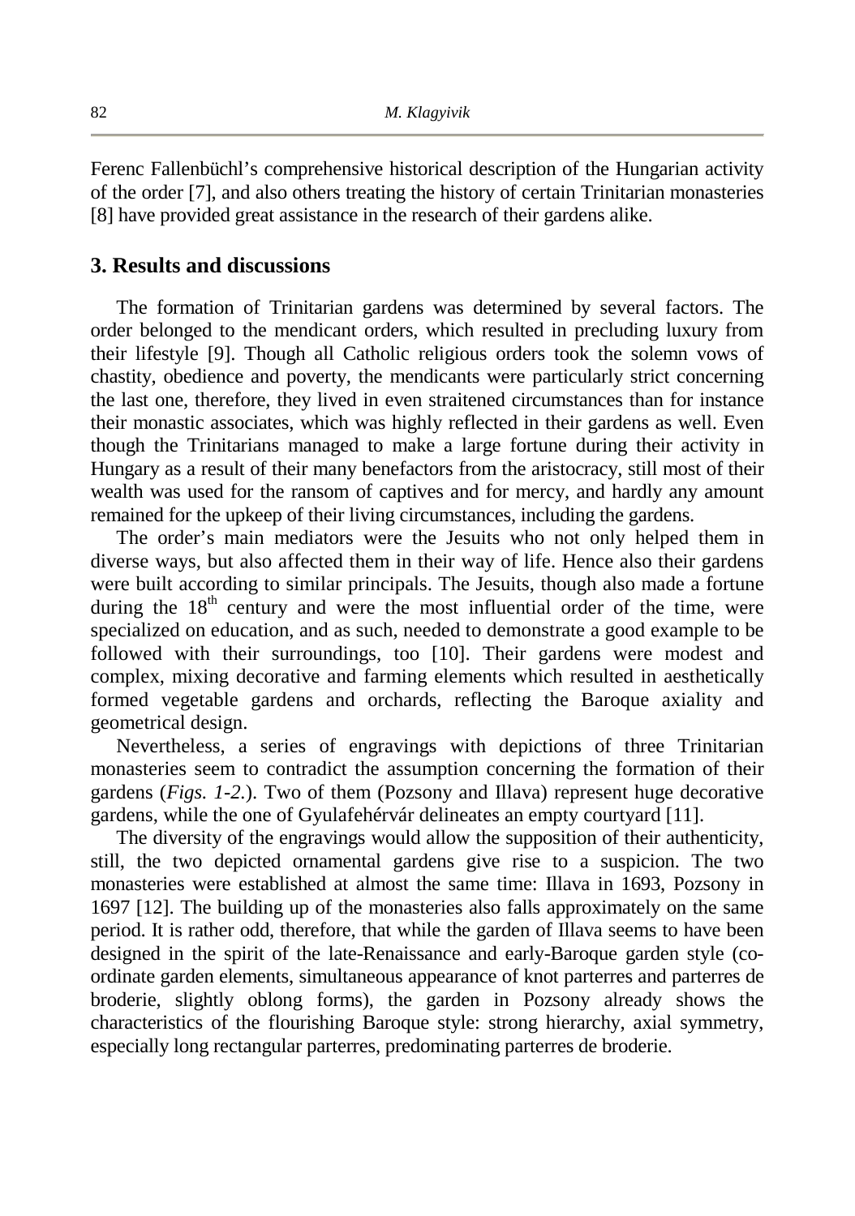Ferenc Fallenbüchl's comprehensive historical description of the Hungarian activity of the order [7], and also others treating the history of certain Trinitarian monasteries [8] have provided great assistance in the research of their gardens alike.

## 3. Results and discussions

The formation of Trinitarian gardens was determined by several factors. The order belonged to the mendicant orders, which resulted in precluding luxury from their lifestyle [9]. Though all Catholic religious orders took the solemn vows of chastity, obedience and poverty, the mendicants were particularly strict concerning the last one, therefore, they lived in even straitened circumstances than for instance their monastic associates, which was highly reflected in their gardens as well. Even though the Trinitarians managed to make a large fortune during their activity in Hungary as a result of their many benefactors from the aristocracy, still most of their wealth was used for the ransom of captives and for mercy, and hardly any amount remained for the upkeep of their living circumstances, including the gardens.

The order's main mediators were the Jesuits who not only helped them in diverse ways, but also affected them in their way of life. Hence also their gardens were built according to similar principals. The Jesuits, though also made a fortune during the 18th century and were the most influential order of the time, were specialized on education, and as such, needed to demonstrate a good example to be followed with their surroundings, too [10]. Their gardens were modest and complex, mixing decorative and farming elements which resulted in aesthetically formed vegetable gardens and orchards, reflecting the Baroque axiality and geometrical design.

Nevertheless, a series of engravings with depictions of three Trinitarian monasteries seem to contradict the assumption concerning the formation of their gardens (*Figs. 1-2.*). Two of them (Pozsony and Illava) represent huge decorative gardens, while the one of Gyulafehérvár delineates an empty courtyard [11].

The diversity of the engravings would allow the supposition of their authenticity, still, the two depicted ornamental gardens give rise to a suspicion. The two monasteries were established at almost the same time: Illava in 1693, Pozsony in 1697 [12]. The building up of the monasteries also falls approximately on the same period. It is rather odd, therefore, that while the garden of Illava seems to have been designed in the spirit of the late-Renaissance and early-Baroque garden style (co-ordinate garden elements, simultaneous appearance of knot parterres and parterres de broderie, slightly oblong forms), the garden in Pozsony already shows the characteristics of the flourishing Baroque style: strong hierarchy, axial symmetry, especially long rectangular parterres, predominating parterres de broderie.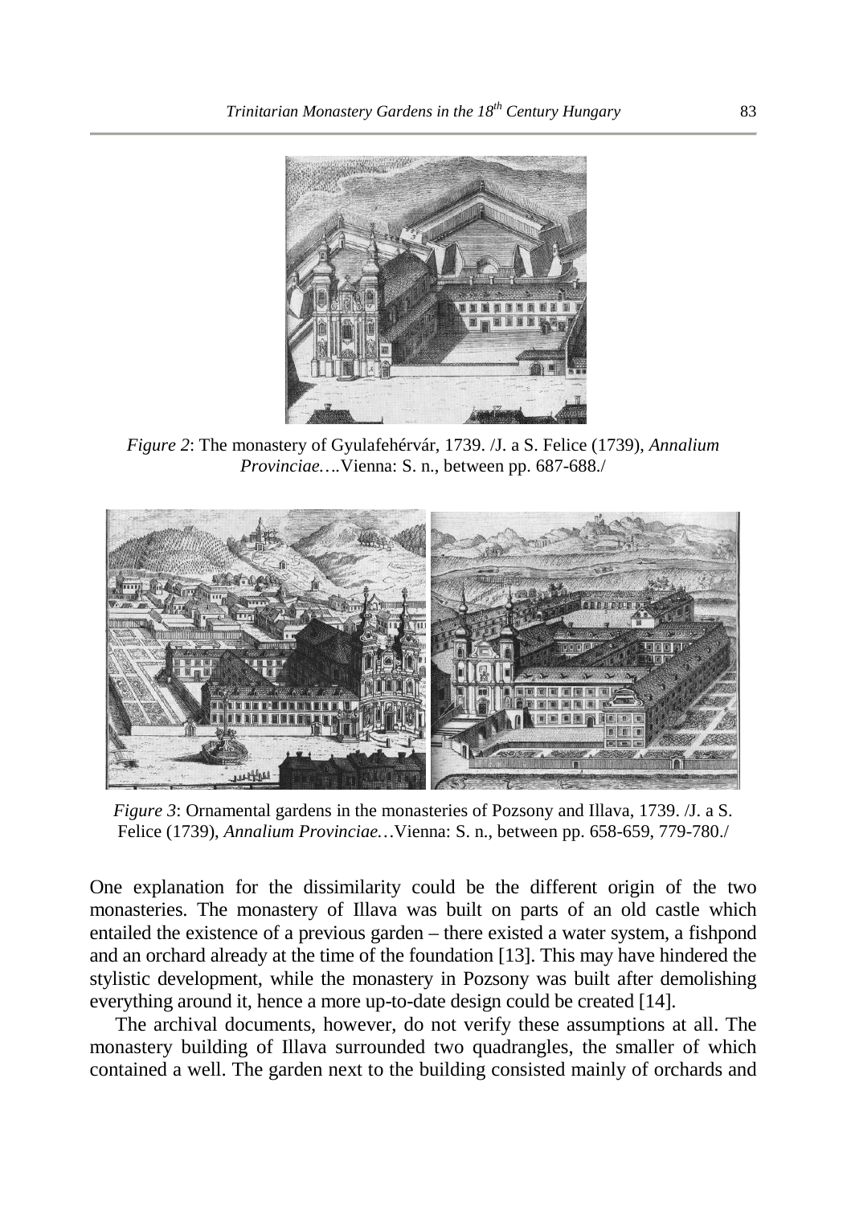*Figure 2*: The monastery of Gyulafehérvár, 1739. /J. a S. Felice (1739), *Annalium Provinciae….*Vienna: S. n., between pp. 687-688./

*Figure 3*: Ornamental gardens in the monasteries of Pozsony and Illava, 1739. /J. a S. Felice (1739), *Annalium Provinciae…*Vienna: S. n., between pp. 658-659, 779-780./

One explanation for the dissimilarity could be the different origin of the two monasteries. The monastery of Illava was built on parts of an old castle which entailed the existence of a previous garden – there existed a water system, a fishpond and an orchard already at the time of the foundation [13]. This may have hindered the stylistic development, while the monastery in Pozsony was built after demolishing everything around it, hence a more up-to-date design could be created [14].

The archival documents, however, do not verify these assumptions at all. The monastery building of Illava surrounded two quadrangles, the smaller of which contained a well. The garden next to the building consisted mainly of orchards and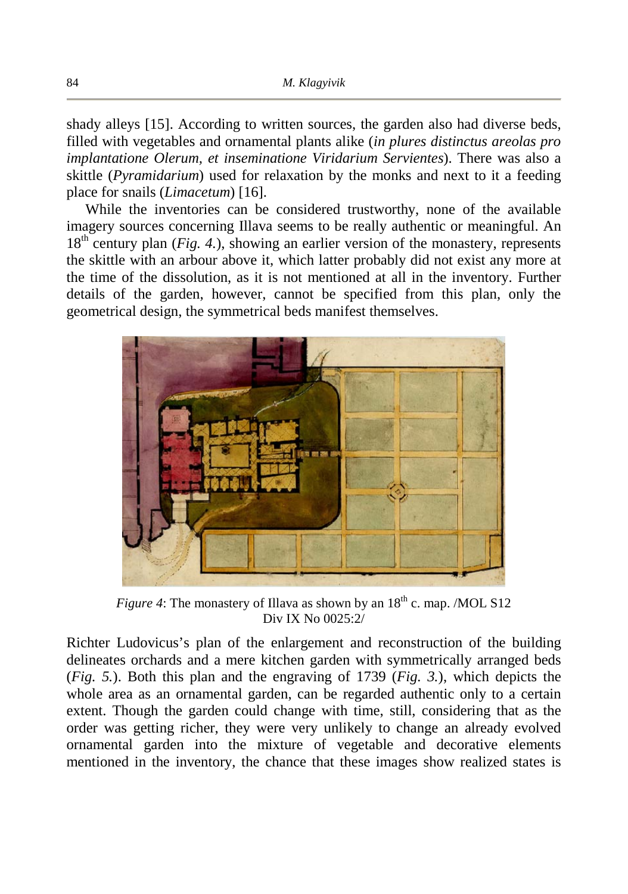shady alleys [15]. According to written sources, the garden also had diverse beds, filled with vegetables and ornamental plants alike (*in plures distinctus areolas pro implantatione Olerum, et inseminatione Viridarium Servientes*). There was also a skittle (*Pyramidarium*) used for relaxation by the monks and next to it a feeding place for snails (*Limacetum*) [16].

While the inventories can be considered trustworthy, none of the available imagery sources concerning Illava seems to be really authentic or meaningful. An 18th century plan (*Fig. 4.*), showing an earlier version of the monastery, represents the skittle with an arbour above it, which latter probably did not exist any more at the time of the dissolution, as it is not mentioned at all in the inventory. Further details of the garden, however, cannot be specified from this plan, only the geometrical design, the symmetrical beds manifest themselves.

*Figure 4*: The monastery of Illava as shown by an 18th c. map. /MOL S12 Div IX No 0025:2/

Richter Ludovicus's plan of the enlargement and reconstruction of the building delineates orchards and a mere kitchen garden with symmetrically arranged beds (*Fig. 5.*). Both this plan and the engraving of 1739 (*Fig. 3.*), which depicts the whole area as an ornamental garden, can be regarded authentic only to a certain extent. Though the garden could change with time, still, considering that as the order was getting richer, they were very unlikely to change an already evolved ornamental garden into the mixture of vegetable and decorative elements mentioned in the inventory, the chance that these images show realized states is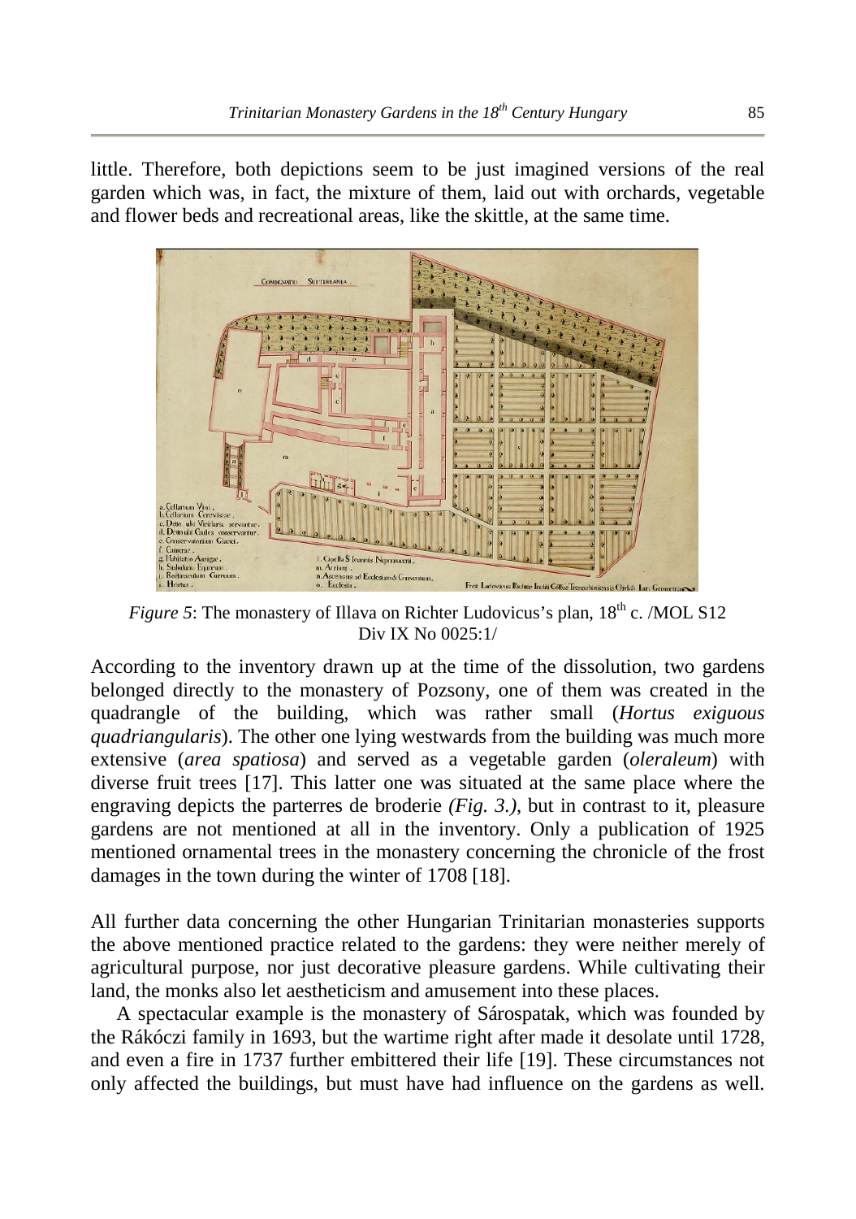little. Therefore, both depictions seem to be just imagined versions of the real garden which was, in fact, the mixture of them, laid out with orchards, vegetable and flower beds and recreational areas, like the skittle, at the same time.

*Figure 5*: The monastery of Illava on Richter Ludovicus's plan, 18th c. /MOL S12 Div IX No 0025:1/

According to the inventory drawn up at the time of the dissolution, two gardens belonged directly to the monastery of Pozsony, one of them was created in the quadrangle of the building, which was rather small (*Hortus exiguous quadriangularis*). The other one lying westwards from the building was much more extensive (*area spatiosa*) and served as a vegetable garden (*oleraleum*) with diverse fruit trees [17]. This latter one was situated at the same place where the engraving depicts the parterres de broderie *(Fig. 3.)*, but in contrast to it, pleasure gardens are not mentioned at all in the inventory. Only a publication of 1925 mentioned ornamental trees in the monastery concerning the chronicle of the frost damages in the town during the winter of 1708 [18].

All further data concerning the other Hungarian Trinitarian monasteries supports the above mentioned practice related to the gardens: they were neither merely of agricultural purpose, nor just decorative pleasure gardens. While cultivating their land, the monks also let aestheticism and amusement into these places.

A spectacular example is the monastery of Sárospatak, which was founded by the Rákóczi family in 1693, but the wartime right after made it desolate until 1728, and even a fire in 1737 further embittered their life [19]. These circumstances not only affected the buildings, but must have had influence on the gardens as well.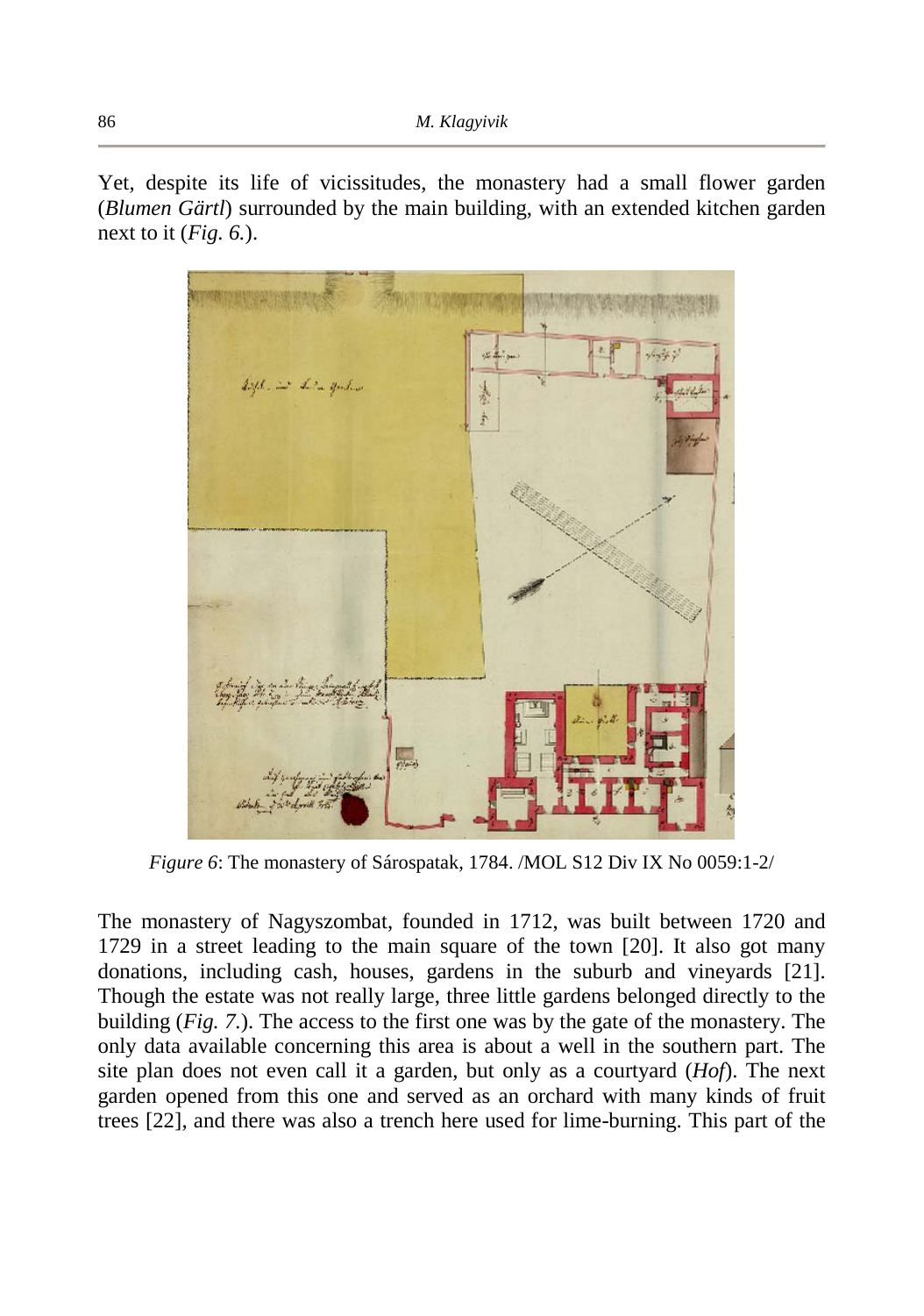Yet, despite its life of vicissitudes, the monastery had a small flower garden (*Blumen Gärtl*) surrounded by the main building, with an extended kitchen garden next to it (*Fig. 6.*).

*Figure 6*: The monastery of Sárospatak, 1784. /MOL S12 Div IX No 0059:1-2/

The monastery of Nagyszombat, founded in 1712, was built between 1720 and 1729 in a street leading to the main square of the town [20]. It also got many donations, including cash, houses, gardens in the suburb and vineyards [21]. Though the estate was not really large, three little gardens belonged directly to the building (*Fig. 7.*). The access to the first one was by the gate of the monastery. The only data available concerning this area is about a well in the southern part. The site plan does not even call it a garden, but only as a courtyard (*Hof*). The next garden opened from this one and served as an orchard with many kinds of fruit trees [22], and there was also a trench here used for lime-burning. This part of the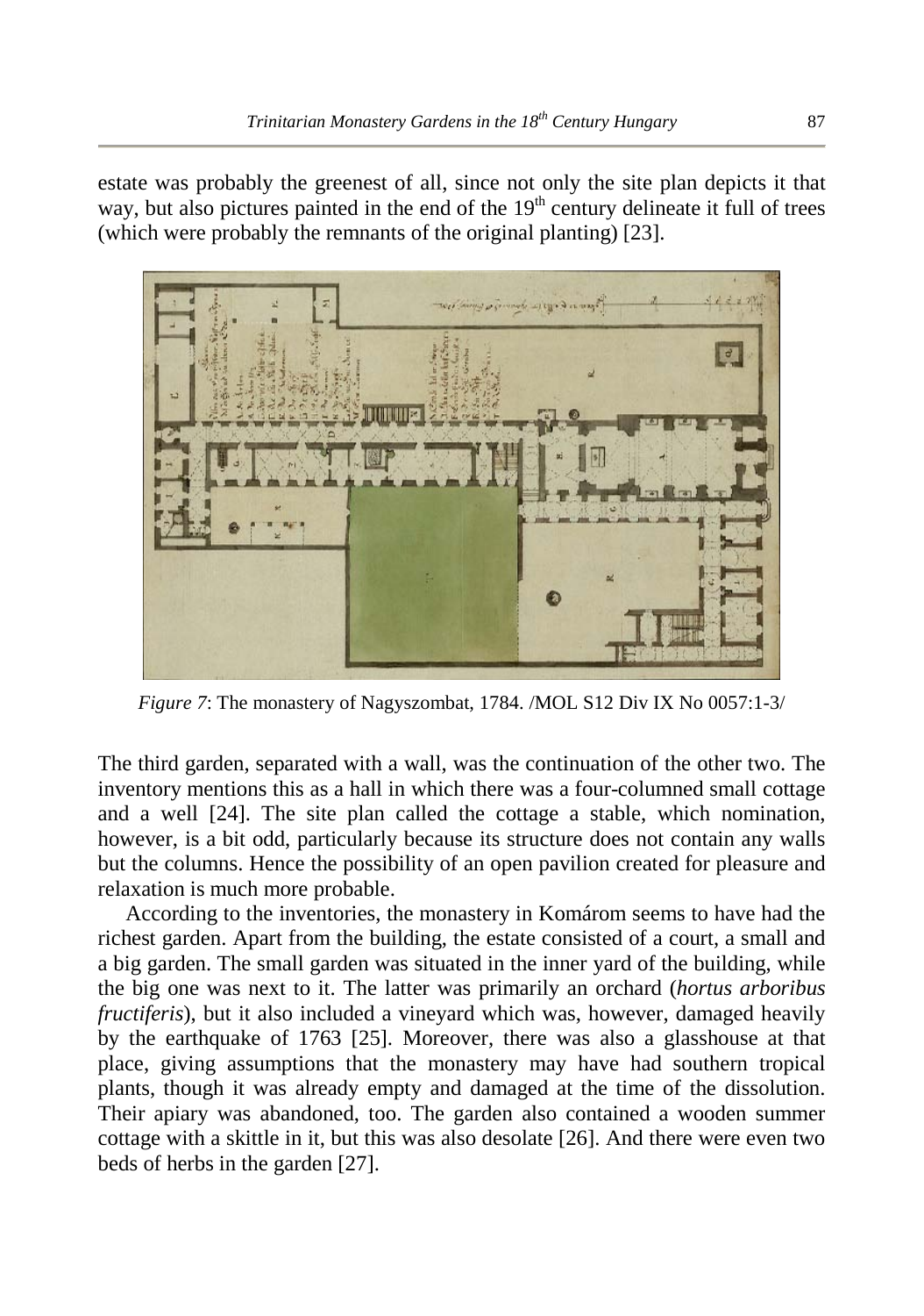estate was probably the greenest of all, since not only the site plan depicts it that way, but also pictures painted in the end of the 19th century delineate it full of trees (which were probably the remnants of the original planting) [23].

*Figure 7*: The monastery of Nagyszombat, 1784. /MOL S12 Div IX No 0057:1-3/

The third garden, separated with a wall, was the continuation of the other two. The inventory mentions this as a hall in which there was a four-columned small cottage and a well [24]. The site plan called the cottage a stable, which nomination, however, is a bit odd, particularly because its structure does not contain any walls but the columns. Hence the possibility of an open pavilion created for pleasure and relaxation is much more probable.

According to the inventories, the monastery in Komárom seems to have had the richest garden. Apart from the building, the estate consisted of a court, a small and a big garden. The small garden was situated in the inner yard of the building, while the big one was next to it. The latter was primarily an orchard (*hortus arboribus fructiferis*), but it also included a vineyard which was, however, damaged heavily by the earthquake of 1763 [25]. Moreover, there was also a glasshouse at that place, giving assumptions that the monastery may have had southern tropical plants, though it was already empty and damaged at the time of the dissolution. Their apiary was abandoned, too. The garden also contained a wooden summer cottage with a skittle in it, but this was also desolate [26]. And there were even two beds of herbs in the garden [27].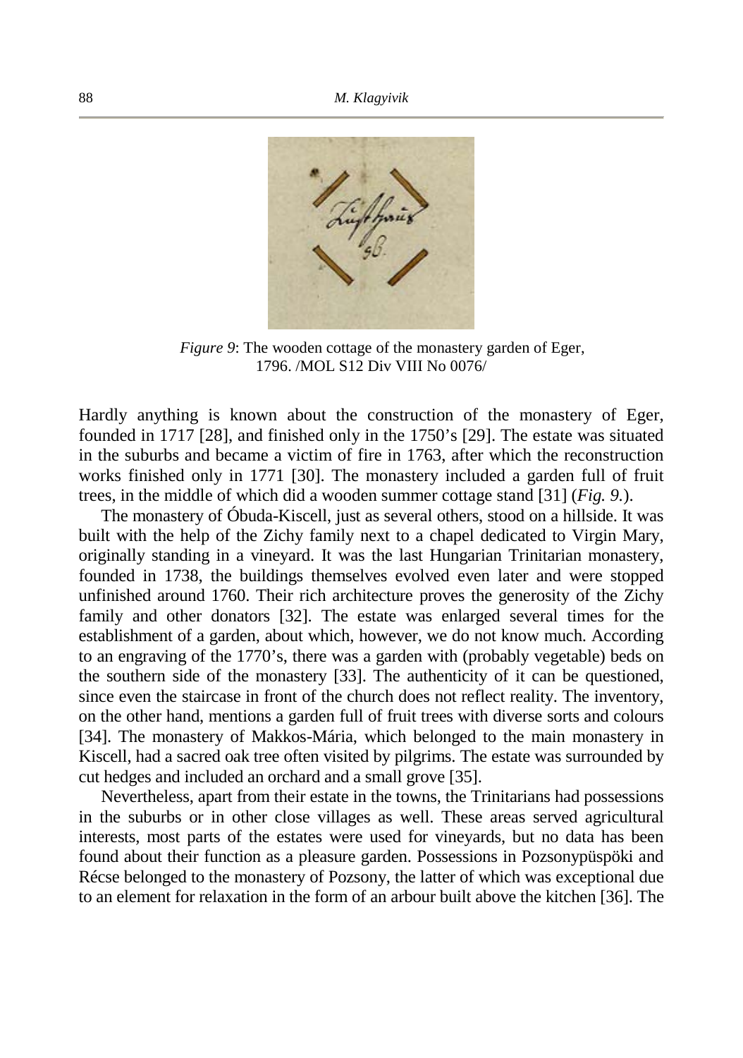*Figure 9*: The wooden cottage of the monastery garden of Eger, 1796. /MOL S12 Div VIII No 0076/

Hardly anything is known about the construction of the monastery of Eger, founded in 1717 [28], and finished only in the 1750's [29]. The estate was situated in the suburbs and became a victim of fire in 1763, after which the reconstruction works finished only in 1771 [30]. The monastery included a garden full of fruit trees, in the middle of which did a wooden summer cottage stand [31] (*Fig. 9.*).

The monastery of Óbuda-Kiscell, just as several others, stood on a hillside. It was built with the help of the Zichy family next to a chapel dedicated to Virgin Mary, originally standing in a vineyard. It was the last Hungarian Trinitarian monastery, founded in 1738, the buildings themselves evolved even later and were stopped unfinished around 1760. Their rich architecture proves the generosity of the Zichy family and other donators [32]. The estate was enlarged several times for the establishment of a garden, about which, however, we do not know much. According to an engraving of the 1770's, there was a garden with (probably vegetable) beds on the southern side of the monastery [33]. The authenticity of it can be questioned, since even the staircase in front of the church does not reflect reality. The inventory, on the other hand, mentions a garden full of fruit trees with diverse sorts and colours [34]. The monastery of Makkos-Mária, which belonged to the main monastery in Kiscell, had a sacred oak tree often visited by pilgrims. The estate was surrounded by cut hedges and included an orchard and a small grove [35].

Nevertheless, apart from their estate in the towns, the Trinitarians had possessions in the suburbs or in other close villages as well. These areas served agricultural interests, most parts of the estates were used for vineyards, but no data has been found about their function as a pleasure garden. Possessions in Pozsonypüspöki and Récse belonged to the monastery of Pozsony, the latter of which was exceptional due to an element for relaxation in the form of an arbour built above the kitchen [36]. The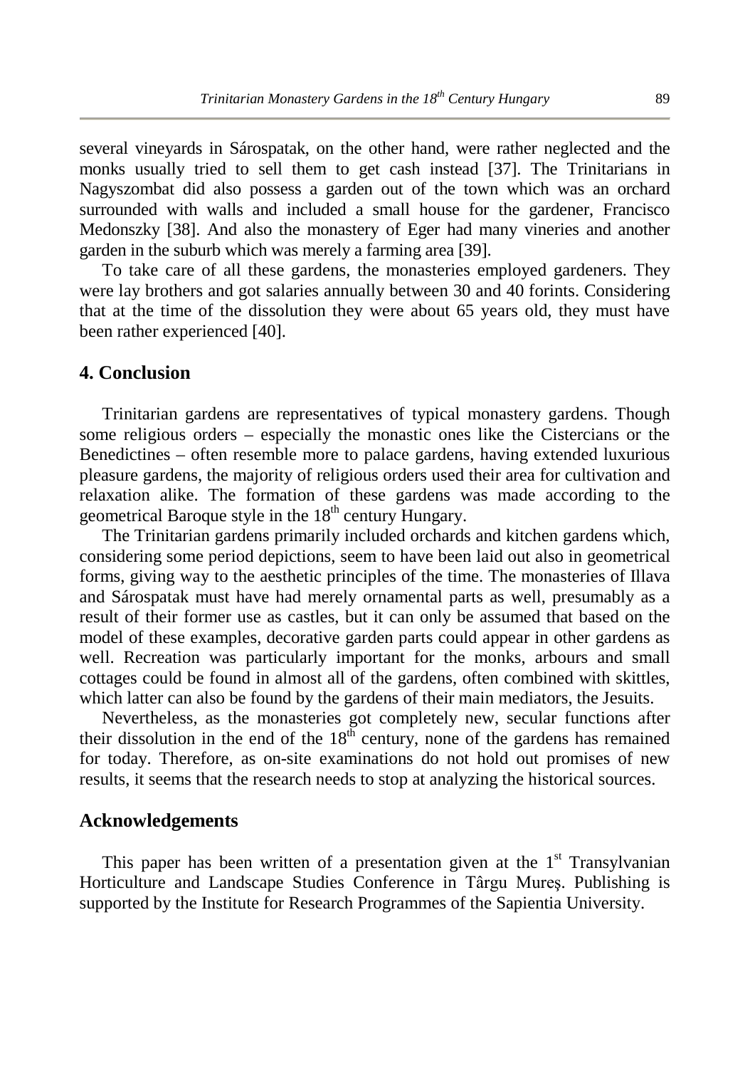several vineyards in Sárospatak, on the other hand, were rather neglected and the monks usually tried to sell them to get cash instead [37]. The Trinitarians in Nagyszombat did also possess a garden out of the town which was an orchard surrounded with walls and included a small house for the gardener, Francisco Medonszky [38]. And also the monastery of Eger had many vineries and another garden in the suburb which was merely a farming area [39].

To take care of all these gardens, the monasteries employed gardeners. They were lay brothers and got salaries annually between 30 and 40 forints. Considering that at the time of the dissolution they were about 65 years old, they must have been rather experienced [40].

## 4. Conclusion

Trinitarian gardens are representatives of typical monastery gardens. Though some religious orders – especially the monastic ones like the Cistercians or the Benedictines – often resemble more to palace gardens, having extended luxurious pleasure gardens, the majority of religious orders used their area for cultivation and relaxation alike. The formation of these gardens was made according to the geometrical Baroque style in the 18th century Hungary.

The Trinitarian gardens primarily included orchards and kitchen gardens which, considering some period depictions, seem to have been laid out also in geometrical forms, giving way to the aesthetic principles of the time. The monasteries of Illava and Sárospatak must have had merely ornamental parts as well, presumably as a result of their former use as castles, but it can only be assumed that based on the model of these examples, decorative garden parts could appear in other gardens as well. Recreation was particularly important for the monks, arbours and small cottages could be found in almost all of the gardens, often combined with skittles, which latter can also be found by the gardens of their main mediators, the Jesuits.

Nevertheless, as the monasteries got completely new, secular functions after their dissolution in the end of the 18th century, none of the gardens has remained for today. Therefore, as on-site examinations do not hold out promises of new results, it seems that the research needs to stop at analyzing the historical sources.

## Acknowledgements

This paper has been written of a presentation given at the 1st Transylvanian Horticulture and Landscape Studies Conference in Târgu Mureş. Publishing is supported by the Institute for Research Programmes of the Sapientia University.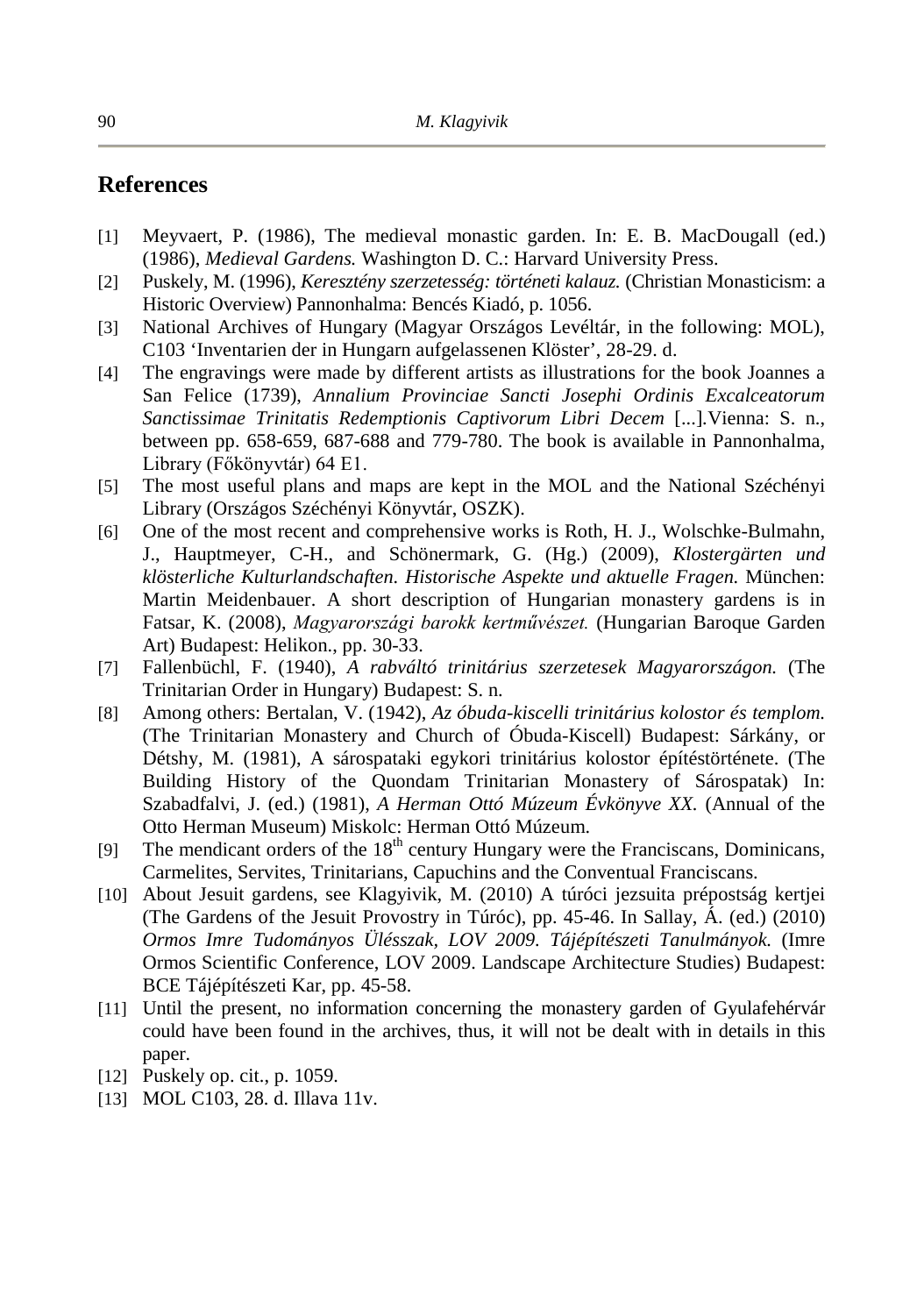## References

[1] Meyvaert, P. (1986), The medieval monastic garden. In: E. B. MacDougall (ed.) (1986), *Medieval Gardens.* Washington D. C.: Harvard University Press.

[2] Puskely, M. (1996), *Keresztény szerzetesség: történeti kalauz.* (Christian Monasticism: a Historic Overview) Pannonhalma: Bencés Kiadó, p. 1056.

[3] National Archives of Hungary (Magyar Országos Levéltár, in the following: MOL), C103 'Inventarien der in Hungarn aufgelassenen Klöster', 28-29. d.

[4] The engravings were made by different artists as illustrations for the book Joannes a San Felice (1739), *Annalium Provinciae Sancti Josephi Ordinis Excalceatorum Sanctissimae Trinitatis Redemptionis Captivorum Libri Decem* [...].Vienna: S. n., between pp. 658-659, 687-688 and 779-780. The book is available in Pannonhalma, Library (Főkönyvtár) 64 E1.

[5] The most useful plans and maps are kept in the MOL and the National Széchényi Library (Országos Széchényi Könyvtár, OSZK).

[6] One of the most recent and comprehensive works is Roth, H. J., Wolschke-Bulmahn, J., Hauptmeyer, C-H., and Schönermark, G. (Hg.) (2009), *Klostergärten und klösterliche Kulturlandschaften. Historische Aspekte und aktuelle Fragen.* München: Martin Meidenbauer. A short description of Hungarian monastery gardens is in Fatsar, K. (2008), *Magyarországi barokk kertművészet.* (Hungarian Baroque Garden Art) Budapest: Helikon., pp. 30-33.

[7] Fallenbüchl, F. (1940), *A rabváltó trinitárius szerzetesek Magyarországon.* (The Trinitarian Order in Hungary) Budapest: S. n.

[8] Among others: Bertalan, V. (1942), *Az óbuda-kiscelli trinitárius kolostor és templom.* (The Trinitarian Monastery and Church of Óbuda-Kiscell) Budapest: Sárkány, or Détshy, M. (1981), A sárospataki egykori trinitárius kolostor építéstörténete. (The Building History of the Quondam Trinitarian Monastery of Sárospatak) In: Szabadfalvi, J. (ed.) (1981), *A Herman Ottó Múzeum Évkönyve XX.* (Annual of the Otto Herman Museum) Miskolc: Herman Ottó Múzeum.

[9] The mendicant orders of the 18th century Hungary were the Franciscans, Dominicans, Carmelites, Servites, Trinitarians, Capuchins and the Conventual Franciscans.

[10] About Jesuit gardens, see Klagyivik, M. (2010) A túróci jezsuita prépostság kertjei (The Gardens of the Jesuit Provostry in Túróc), pp. 45-46. In Sallay, Á. (ed.) (2010) *Ormos Imre Tudományos Ülésszak, LOV 2009. Tájépítészeti Tanulmányok.* (Imre Ormos Scientific Conference, LOV 2009. Landscape Architecture Studies) Budapest: BCE Tájépítészeti Kar, pp. 45-58.

[11] Until the present, no information concerning the monastery garden of Gyulafehérvár could have been found in the archives, thus, it will not be dealt with in details in this paper.

[12] Puskely op. cit., p. 1059.

[13] MOL C103, 28. d. Illava 11v.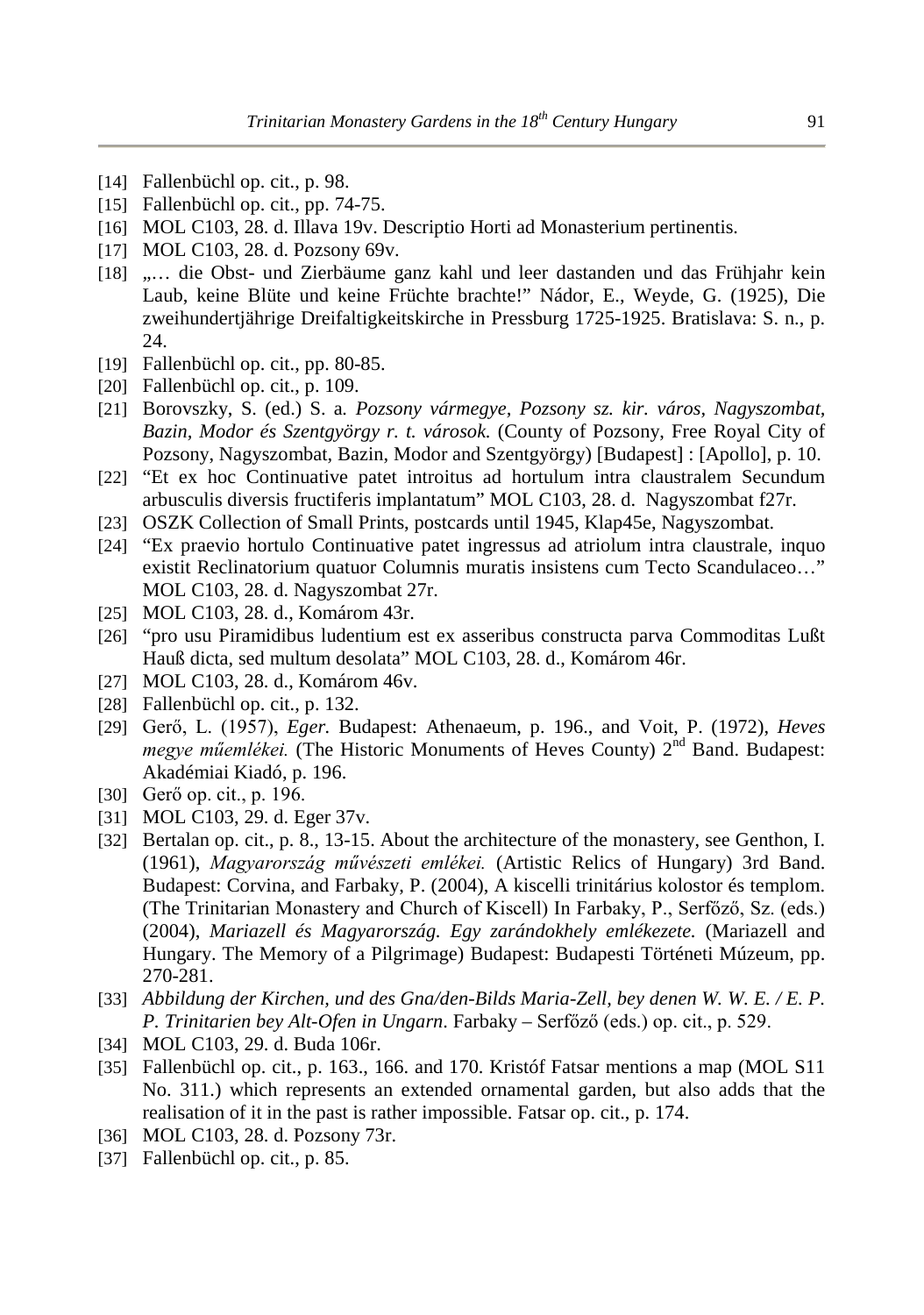[14] Fallenbüchl op. cit., p. 98.

[15] Fallenbüchl op. cit., pp. 74-75.

[16] MOL C103, 28. d. Illava 19v. Descriptio Horti ad Monasterium pertinentis.

[17] MOL C103, 28. d. Pozsony 69v.

[18] „… die Obst- und Zierbäume ganz kahl und leer dastanden und das Frühjahr kein Laub, keine Blüte und keine Früchte brachte!" Nádor, E., Weyde, G. (1925), Die zweihundertjährige Dreifaltigkeitskirche in Pressburg 1725-1925. Bratislava: S. n., p. 24.

[19] Fallenbüchl op. cit., pp. 80-85.

[20] Fallenbüchl op. cit., p. 109.

[21] Borovszky, S. (ed.) S. a. *Pozsony vármegye, Pozsony sz. kir. város, Nagyszombat, Bazin, Modor és Szentgyörgy r. t. városok.* (County of Pozsony, Free Royal City of Pozsony, Nagyszombat, Bazin, Modor and Szentgyörgy) [Budapest] : [Apollo], p. 10.

[22] "Et ex hoc Continuative patet introitus ad hortulum intra claustralem Secundum arbusculis diversis fructiferis implantatum" MOL C103, 28. d. Nagyszombat f27r.

[23] OSZK Collection of Small Prints, postcards until 1945, Klap45e, Nagyszombat.

[24] "Ex praevio hortulo Continuative patet ingressus ad atriolum intra claustrale, inquo existit Reclinatorium quatuor Columnis muratis insistens cum Tecto Scandulaceo…" MOL C103, 28. d. Nagyszombat 27r.

[25] MOL C103, 28. d., Komárom 43r.

[26] "pro usu Piramidibus ludentium est ex asseribus constructa parva Commoditas Lußt Hauß dicta, sed multum desolata" MOL C103, 28. d., Komárom 46r.

[27] MOL C103, 28. d., Komárom 46v.

[28] Fallenbüchl op. cit., p. 132.

[29] Gerő, L. (1957), *Eger.* Budapest: Athenaeum, p. 196., and Voit, P. (1972), *Heves megye műemlékei.* (The Historic Monuments of Heves County) 2nd Band. Budapest: Akadémiai Kiadó, p. 196.

[30] Gerő op. cit., p. 196.

[31] MOL C103, 29. d. Eger 37v.

[32] Bertalan op. cit., p. 8., 13-15. About the architecture of the monastery, see Genthon, I. (1961), *Magyarország művészeti emlékei.* (Artistic Relics of Hungary) 3rd Band. Budapest: Corvina, and Farbaky, P. (2004), A kiscelli trinitárius kolostor és templom. (The Trinitarian Monastery and Church of Kiscell) In Farbaky, P., Serfőző, Sz. (eds.) (2004), *Mariazell és Magyarország. Egy zarándokhely emlékezete.* (Mariazell and Hungary. The Memory of a Pilgrimage) Budapest: Budapesti Történeti Múzeum, pp. 270-281.

[33] *Abbildung der Kirchen, und des Gna/den-Bilds Maria-Zell, bey denen W. W. E. / E. P. P. Trinitarien bey Alt-Ofen in Ungarn*. Farbaky – Serfőző (eds.) op. cit., p. 529.

[34] MOL C103, 29. d. Buda 106r.

[35] Fallenbüchl op. cit., p. 163., 166. and 170. Kristóf Fatsar mentions a map (MOL S11 No. 311.) which represents an extended ornamental garden, but also adds that the realisation of it in the past is rather impossible. Fatsar op. cit., p. 174.

[36] MOL C103, 28. d. Pozsony 73r.

[37] Fallenbüchl op. cit., p. 85.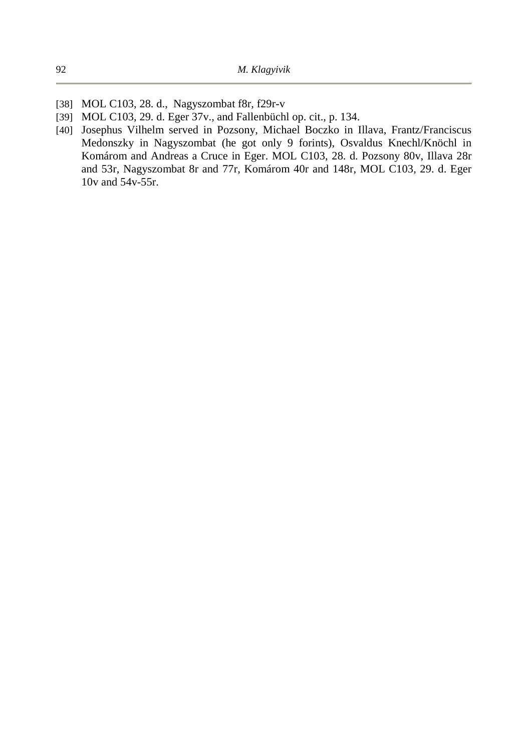[38] MOL C103, 28. d., Nagyszombat f8r, f29r-v

[39] MOL C103, 29. d. Eger 37v., and Fallenbüchl op. cit., p. 134.

[40] Josephus Vilhelm served in Pozsony, Michael Boczko in Illava, Frantz/Franciscus Medonszky in Nagyszombat (he got only 9 forints), Osvaldus Knechl/Knöchl in Komárom and Andreas a Cruce in Eger. MOL C103, 28. d. Pozsony 80v, Illava 28r and 53r, Nagyszombat 8r and 77r, Komárom 40r and 148r, MOL C103, 29. d. Eger 10v and 54v-55r.